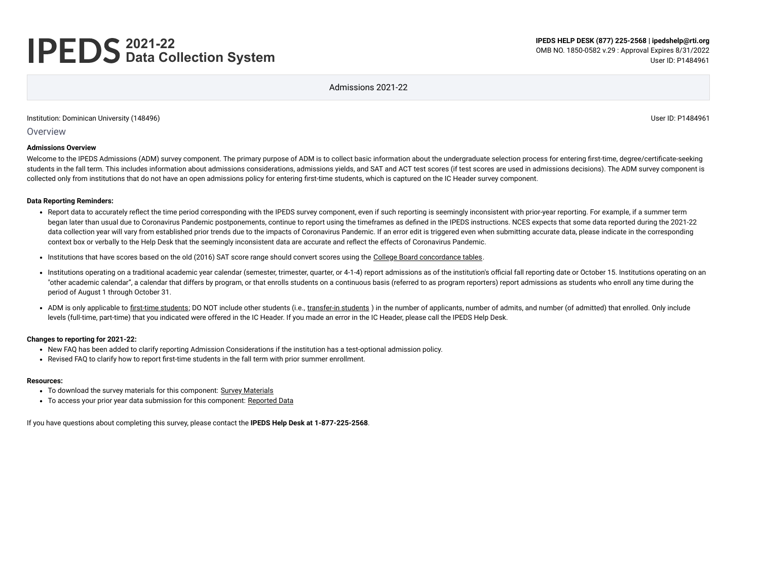# IPEDS 2021-22 Data Collection System

**IPEDS HELP DESK (877) 225-2568 | ipedshelp@rti.org**
OMB NO. 1850-0582 v.29 : Approval Expires 8/31/2022
User ID: P1484961

Admissions 2021-22

Institution: Dominican University (148496)

User ID: P1484961

## Overview

**Admissions Overview**

Welcome to the IPEDS Admissions (ADM) survey component. The primary purpose of ADM is to collect basic information about the undergraduate selection process for entering first-time, degree/certificate-seeking students in the fall term. This includes information about admissions considerations, admissions yields, and SAT and ACT test scores (if test scores are used in admissions decisions). The ADM survey component is collected only from institutions that do not have an open admissions policy for entering first-time students, which is captured on the IC Header survey component.

**Data Reporting Reminders:**

- Report data to accurately reflect the time period corresponding with the IPEDS survey component, even if such reporting is seemingly inconsistent with prior-year reporting. For example, if a summer term began later than usual due to Coronavirus Pandemic postponements, continue to report using the timeframes as defined in the IPEDS instructions. NCES expects that some data reported during the 2021-22 data collection year will vary from established prior trends due to the impacts of Coronavirus Pandemic. If an error edit is triggered even when submitting accurate data, please indicate in the corresponding context box or verbally to the Help Desk that the seemingly inconsistent data are accurate and reflect the effects of Coronavirus Pandemic.
- Institutions that have scores based on the old (2016) SAT score range should convert scores using the College Board concordance tables.
- Institutions operating on a traditional academic year calendar (semester, trimester, quarter, or 4-1-4) report admissions as of the institution's official fall reporting date or October 15. Institutions operating on an "other academic calendar", a calendar that differs by program, or that enrolls students on a continuous basis (referred to as program reporters) report admissions as students who enroll any time during the period of August 1 through October 31.
- ADM is only applicable to first-time students; DO NOT include other students (i.e., transfer-in students ) in the number of applicants, number of admits, and number (of admitted) that enrolled. Only include levels (full-time, part-time) that you indicated were offered in the IC Header. If you made an error in the IC Header, please call the IPEDS Help Desk.

**Changes to reporting for 2021-22:**

- New FAQ has been added to clarify reporting Admission Considerations if the institution has a test-optional admission policy.
- Revised FAQ to clarify how to report first-time students in the fall term with prior summer enrollment.

**Resources:**

- To download the survey materials for this component: Survey Materials
- To access your prior year data submission for this component: Reported Data

If you have questions about completing this survey, please contact the **IPEDS Help Desk at 1-877-225-2568**.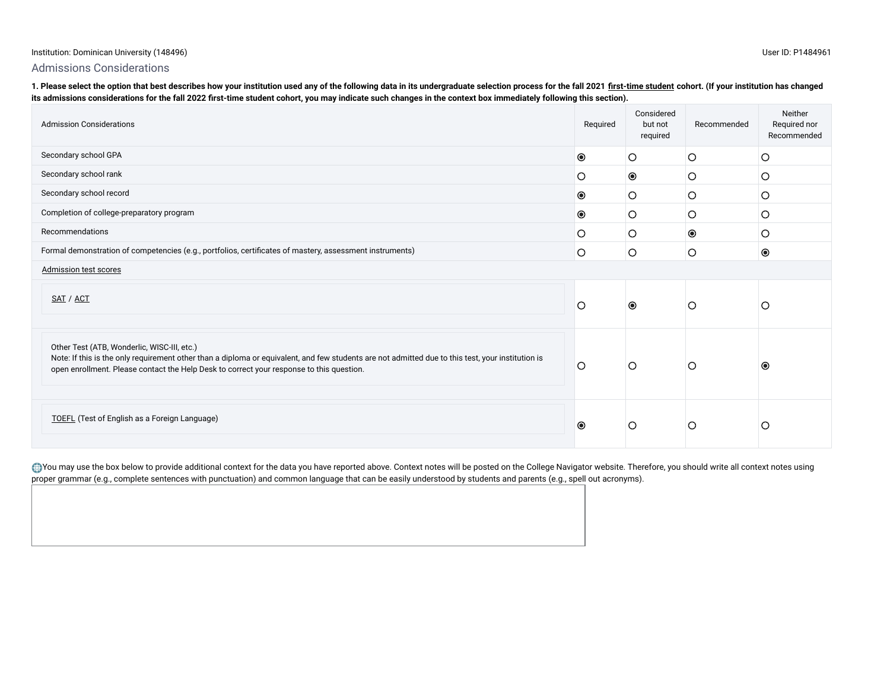Institution: Dominican University (148496)

User ID: P1484961

## Admissions Considerations

**1. Please select the option that best describes how your institution used any of the following data in its undergraduate selection process for the fall 2021 first-time student cohort. (If your institution has changed its admissions considerations for the fall 2022 first-time student cohort, you may indicate such changes in the context box immediately following this section).**

| Admission Considerations | Required | Considered but not required | Recommended | Neither Required nor Recommended |
|---|---|---|---|---|
| Secondary school GPA | ◉ | ○ | ○ | ○ |
| Secondary school rank | ○ | ◉ | ○ | ○ |
| Secondary school record | ◉ | ○ | ○ | ○ |
| Completion of college-preparatory program | ◉ | ○ | ○ | ○ |
| Recommendations | ○ | ○ | ◉ | ○ |
| Formal demonstration of competencies (e.g., portfolios, certificates of mastery, assessment instruments) | ○ | ○ | ○ | ◉ |
| Admission test scores | | | | |
| SAT / ACT | ○ | ◉ | ○ | ○ |
| Other Test (ATB, Wonderlic, WISC-III, etc.) Note: If this is the only requirement other than a diploma or equivalent, and few students are not admitted due to this test, your institution is open enrollment. Please contact the Help Desk to correct your response to this question. | ○ | ○ | ○ | ◉ |
| TOEFL (Test of English as a Foreign Language) | ◉ | ○ | ○ | ○ |

You may use the box below to provide additional context for the data you have reported above. Context notes will be posted on the College Navigator website. Therefore, you should write all context notes using proper grammar (e.g., complete sentences with punctuation) and common language that can be easily understood by students and parents (e.g., spell out acronyms).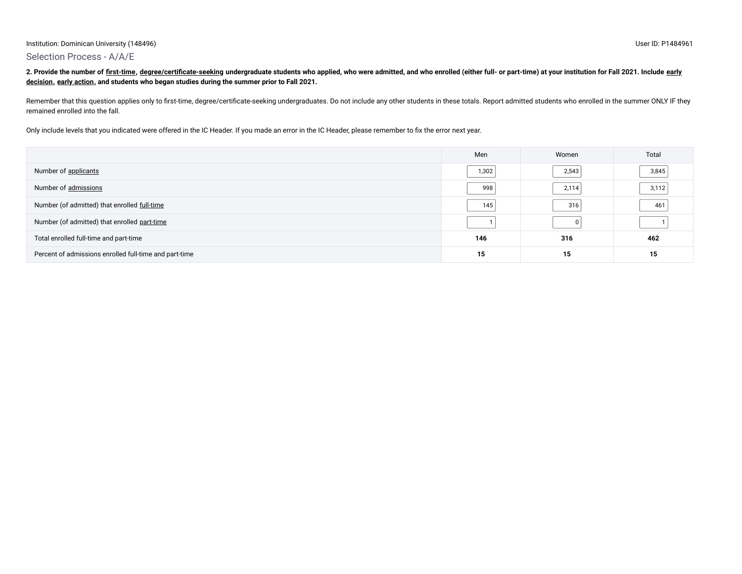Institution: Dominican University (148496)

User ID: P1484961

## Selection Process - A/A/E

**2. Provide the number of first-time, degree/certificate-seeking undergraduate students who applied, who were admitted, and who enrolled (either full- or part-time) at your institution for Fall 2021. Include early decision, early action, and students who began studies during the summer prior to Fall 2021.**

Remember that this question applies only to first-time, degree/certificate-seeking undergraduates. Do not include any other students in these totals. Report admitted students who enrolled in the summer ONLY IF they remained enrolled into the fall.

Only include levels that you indicated were offered in the IC Header. If you made an error in the IC Header, please remember to fix the error next year.

| | Men | Women | Total |
|---|---|---|---|
| Number of applicants | 1,302 | 2,543 | 3,845 |
| Number of admissions | 998 | 2,114 | 3,112 |
| Number (of admitted) that enrolled full-time | 145 | 316 | 461 |
| Number (of admitted) that enrolled part-time | 1 | 0 | 1 |
| Total enrolled full-time and part-time | **146** | **316** | **462** |
| Percent of admissions enrolled full-time and part-time | **15** | **15** | **15** |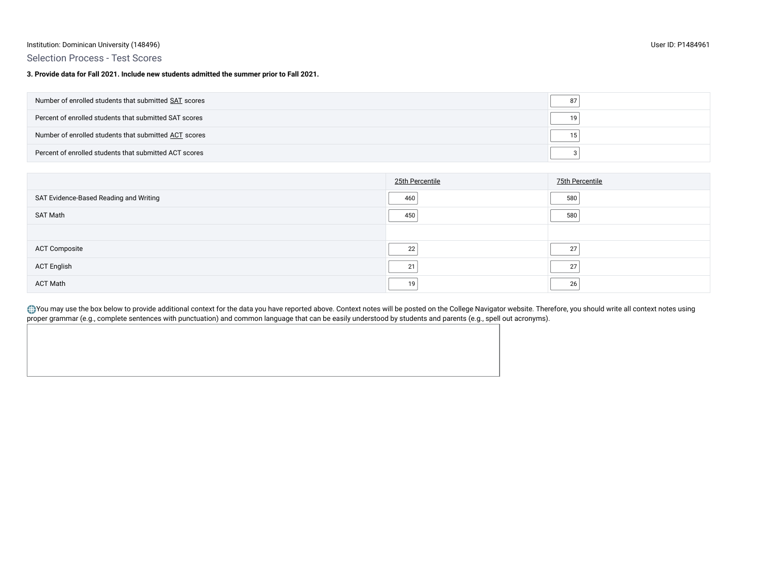Institution: Dominican University (148496)

User ID: P1484961

## Selection Process - Test Scores

**3. Provide data for Fall 2021. Include new students admitted the summer prior to Fall 2021.**

| | |
|---|---|
| Number of enrolled students that submitted SAT scores | 87 |
| Percent of enrolled students that submitted SAT scores | 19 |
| Number of enrolled students that submitted ACT scores | 15 |
| Percent of enrolled students that submitted ACT scores | 3 |

| | 25th Percentile | 75th Percentile |
|---|---|---|
| SAT Evidence-Based Reading and Writing | 460 | 580 |
| SAT Math | 450 | 580 |
| | | |
| ACT Composite | 22 | 27 |
| ACT English | 21 | 27 |
| ACT Math | 19 | 26 |

You may use the box below to provide additional context for the data you have reported above. Context notes will be posted on the College Navigator website. Therefore, you should write all context notes using proper grammar (e.g., complete sentences with punctuation) and common language that can be easily understood by students and parents (e.g., spell out acronyms).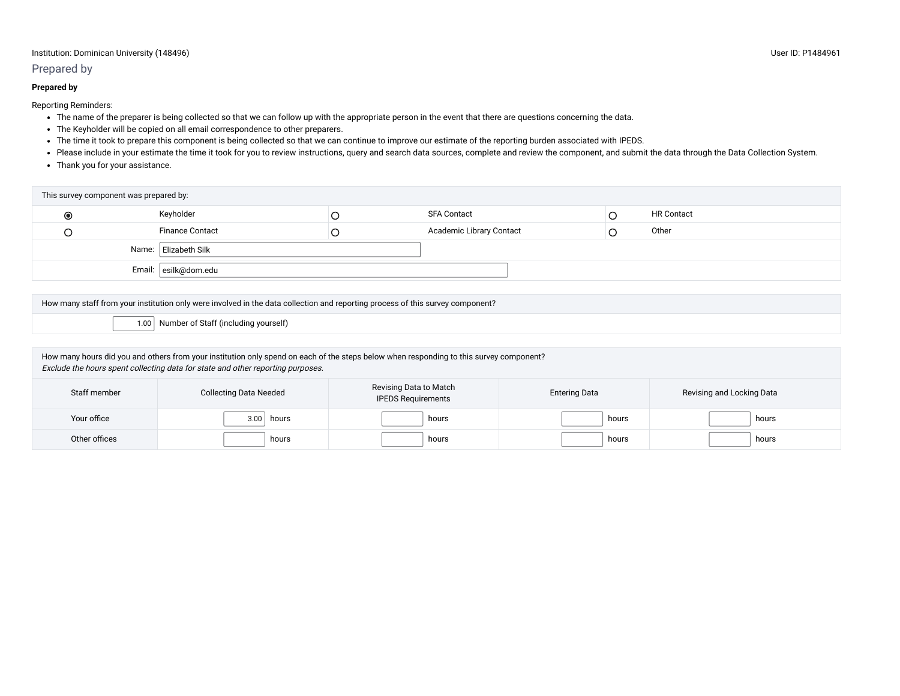Institution: Dominican University (148496)

User ID: P1484961

## Prepared by

**Prepared by**

Reporting Reminders:

- The name of the preparer is being collected so that we can follow up with the appropriate person in the event that there are questions concerning the data.
- The Keyholder will be copied on all email correspondence to other preparers.
- The time it took to prepare this component is being collected so that we can continue to improve our estimate of the reporting burden associated with IPEDS.
- Please include in your estimate the time it took for you to review instructions, query and search data sources, complete and review the component, and submit the data through the Data Collection System.
- Thank you for your assistance.

| This survey component was prepared by: | | | | | |
|---|---|---|---|---|---|
| ◉ | Keyholder | ○ | SFA Contact | ○ | HR Contact |
| ○ | Finance Contact | ○ | Academic Library Contact | ○ | Other |
| Name: | Elizabeth Silk | | | | |
| Email: | esilk@dom.edu | | | | |

| How many staff from your institution only were involved in the data collection and reporting process of this survey component? | |
|---|---|
| 1.00 | Number of Staff (including yourself) |

How many hours did you and others from your institution only spend on each of the steps below when responding to this survey component?
*Exclude the hours spent collecting data for state and other reporting purposes.*

| Staff member | Collecting Data Needed | Revising Data to Match IPEDS Requirements | Entering Data | Revising and Locking Data |
|---|---|---|---|---|
| Your office | 3.00 hours | hours | hours | hours |
| Other offices | hours | hours | hours | hours |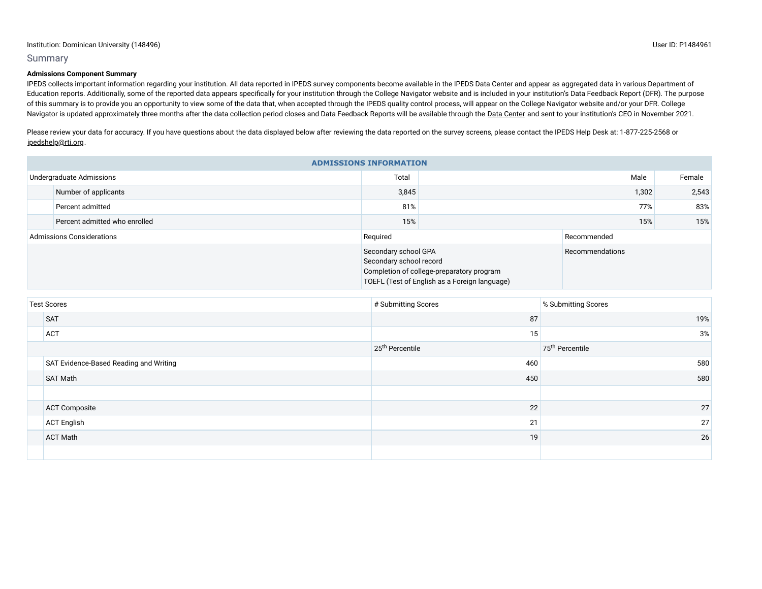Institution: Dominican University (148496)

User ID: P1484961

## Summary

**Admissions Component Summary**

IPEDS collects important information regarding your institution. All data reported in IPEDS survey components become available in the IPEDS Data Center and appear as aggregated data in various Department of Education reports. Additionally, some of the reported data appears specifically for your institution through the College Navigator website and is included in your institution's Data Feedback Report (DFR). The purpose of this summary is to provide you an opportunity to view some of the data that, when accepted through the IPEDS quality control process, will appear on the College Navigator website and/or your DFR. College Navigator is updated approximately three months after the data collection period closes and Data Feedback Reports will be available through the Data Center and sent to your institution's CEO in November 2021.

Please review your data for accuracy. If you have questions about the data displayed below after reviewing the data reported on the survey screens, please contact the IPEDS Help Desk at: 1-877-225-2568 or ipedshelp@rti.org.

| ADMISSIONS INFORMATION | | | |
|---|---|---|---|
| Undergraduate Admissions | Total | Male | Female |
| Number of applicants | 3,845 | 1,302 | 2,543 |
| Percent admitted | 81% | 77% | 83% |
| Percent admitted who enrolled | 15% | 15% | 15% |

| Admissions Considerations | Required | Recommended |
|---|---|---|
| | Secondary school GPA<br>Secondary school record<br>Completion of college-preparatory program<br>TOEFL (Test of English as a Foreign language) | Recommendations |

| Test Scores | # Submitting Scores | % Submitting Scores |
|---|---|---|
| SAT | 87 | 19% |
| ACT | 15 | 3% |
| | 25th Percentile | 75th Percentile |
| SAT Evidence-Based Reading and Writing | 460 | 580 |
| SAT Math | 450 | 580 |
| | | |
| ACT Composite | 22 | 27 |
| ACT English | 21 | 27 |
| ACT Math | 19 | 26 |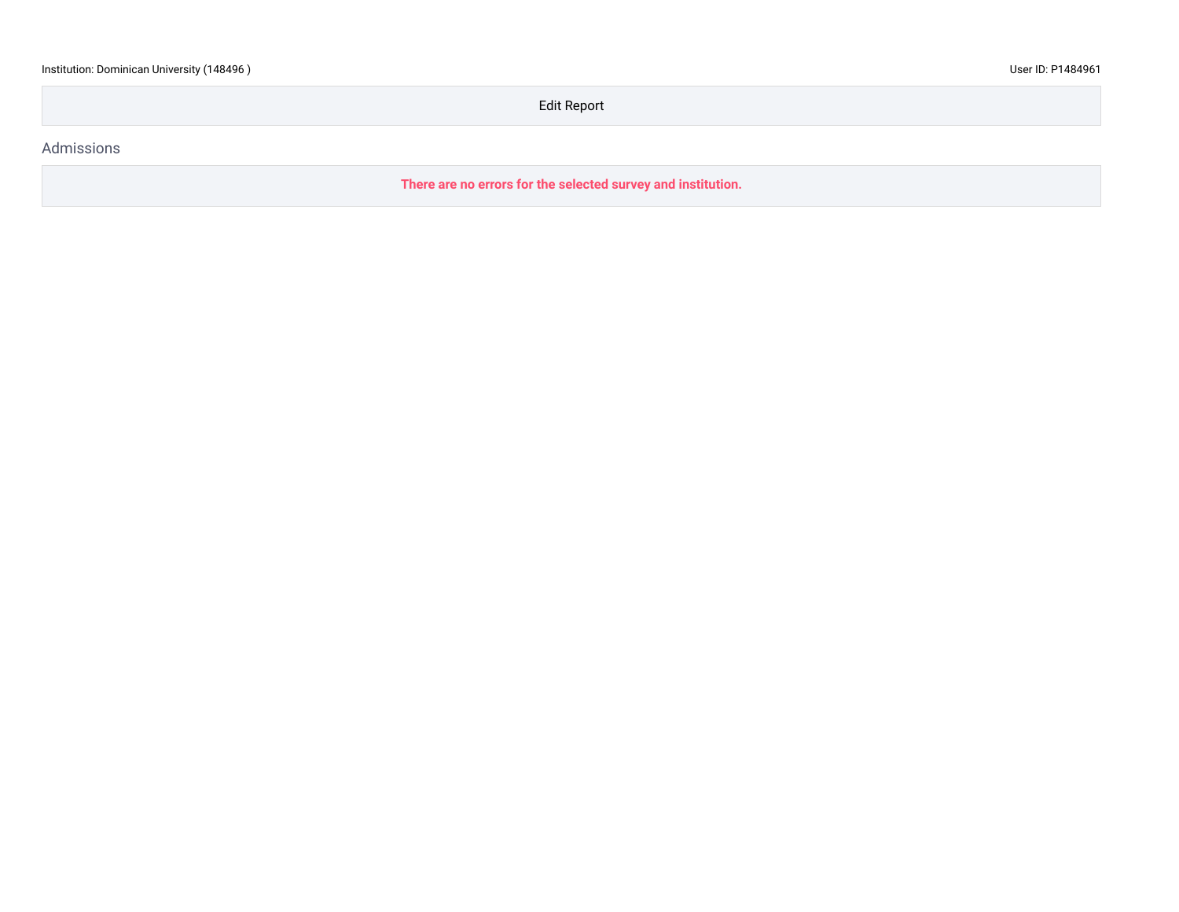Institution: Dominican University (148496 )

User ID: P1484961

Edit Report

## Admissions

**There are no errors for the selected survey and institution.**